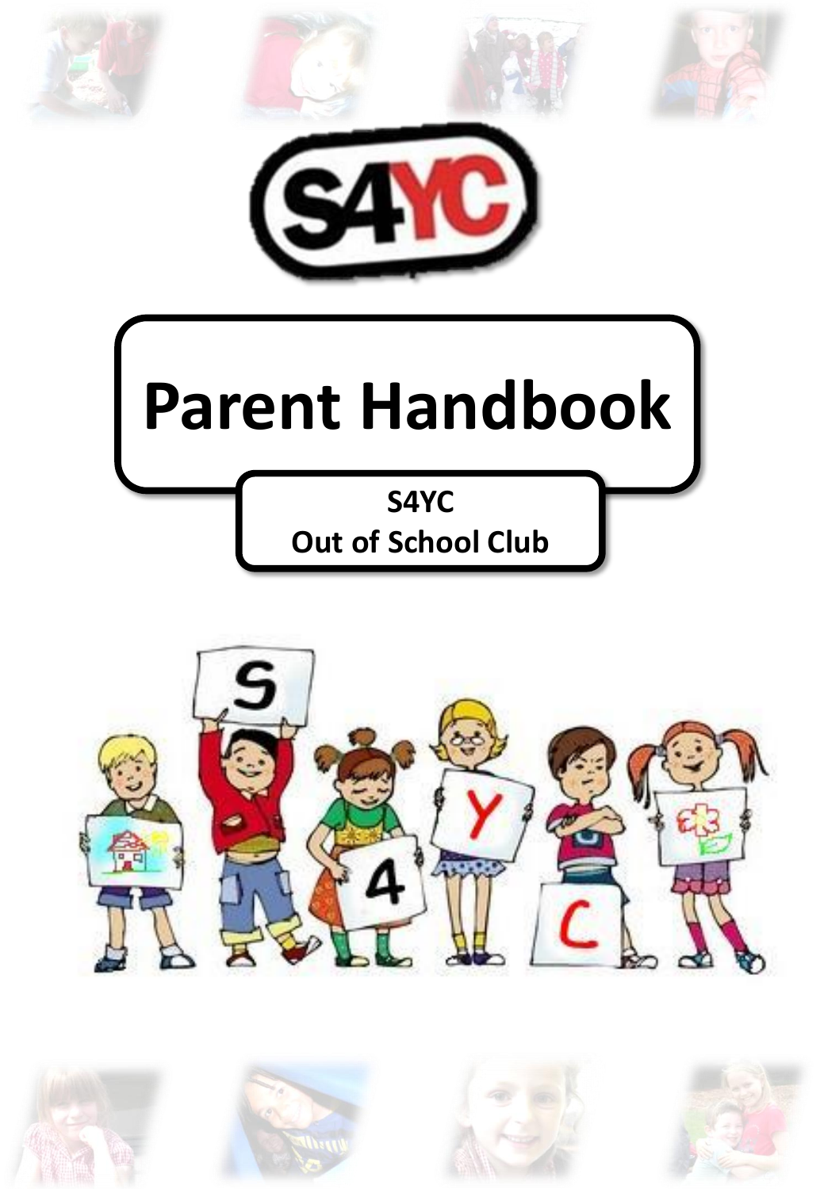# Parent Handbook

**S4YC**
**Out of School Club**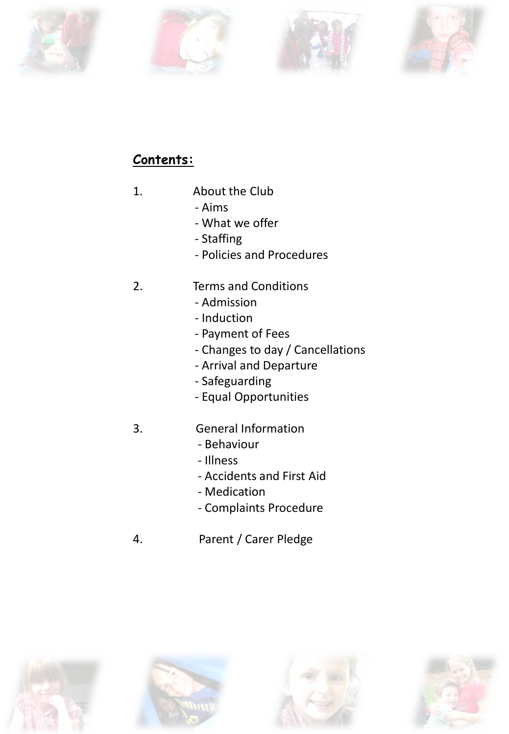## **Contents:**

1. About the Club
   - Aims
   - What we offer
   - Staffing
   - Policies and Procedures

2. Terms and Conditions
   - Admission
   - Induction
   - Payment of Fees
   - Changes to day / Cancellations
   - Arrival and Departure
   - Safeguarding
   - Equal Opportunities

3. General Information
   - Behaviour
   - Illness
   - Accidents and First Aid
   - Medication
   - Complaints Procedure

4. Parent / Carer Pledge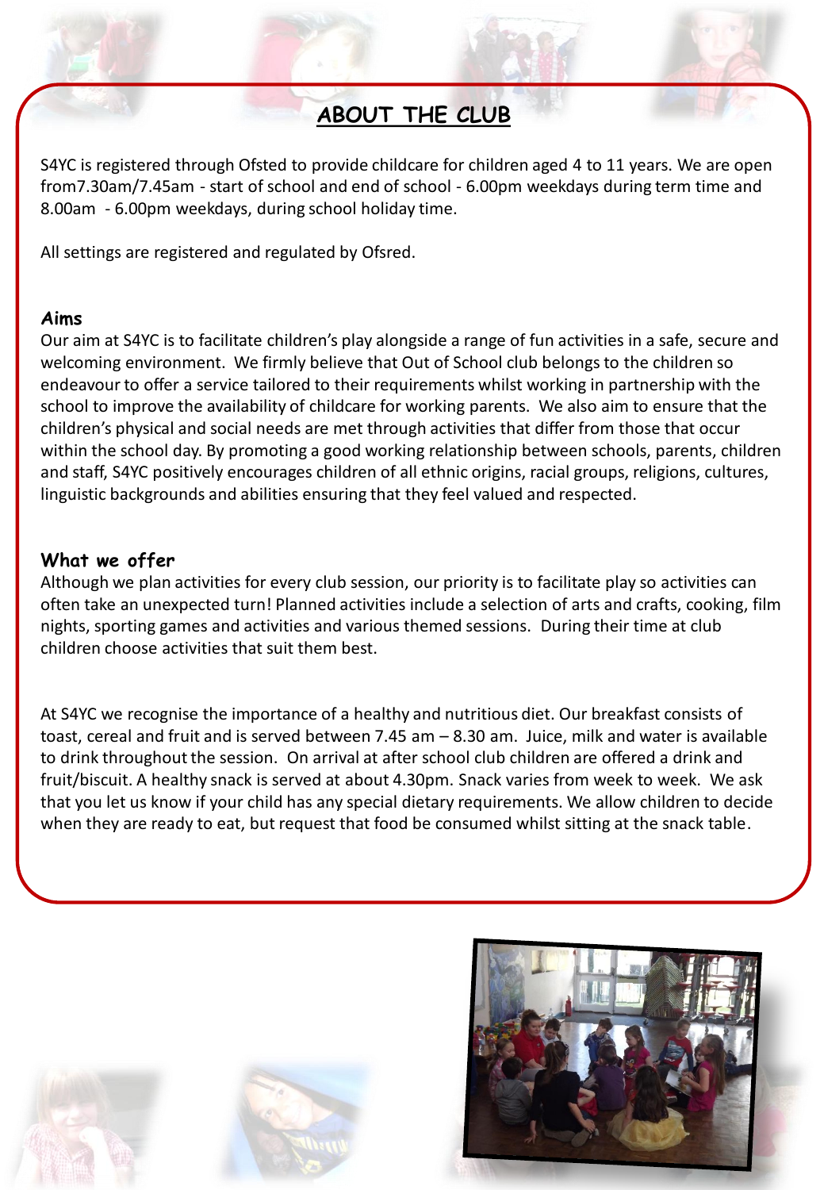# ABOUT THE CLUB

S4YC is registered through Ofsted to provide childcare for children aged 4 to 11 years. We are open from7.30am/7.45am - start of school and end of school - 6.00pm weekdays during term time and 8.00am - 6.00pm weekdays, during school holiday time.

All settings are registered and regulated by Ofsred.

## Aims

Our aim at S4YC is to facilitate children's play alongside a range of fun activities in a safe, secure and welcoming environment. We firmly believe that Out of School club belongs to the children so endeavour to offer a service tailored to their requirements whilst working in partnership with the school to improve the availability of childcare for working parents. We also aim to ensure that the children's physical and social needs are met through activities that differ from those that occur within the school day. By promoting a good working relationship between schools, parents, children and staff, S4YC positively encourages children of all ethnic origins, racial groups, religions, cultures, linguistic backgrounds and abilities ensuring that they feel valued and respected.

## What we offer

Although we plan activities for every club session, our priority is to facilitate play so activities can often take an unexpected turn! Planned activities include a selection of arts and crafts, cooking, film nights, sporting games and activities and various themed sessions. During their time at club children choose activities that suit them best.

At S4YC we recognise the importance of a healthy and nutritious diet. Our breakfast consists of toast, cereal and fruit and is served between 7.45 am – 8.30 am. Juice, milk and water is available to drink throughout the session. On arrival at after school club children are offered a drink and fruit/biscuit. A healthy snack is served at about 4.30pm. Snack varies from week to week. We ask that you let us know if your child has any special dietary requirements. We allow children to decide when they are ready to eat, but request that food be consumed whilst sitting at the snack table.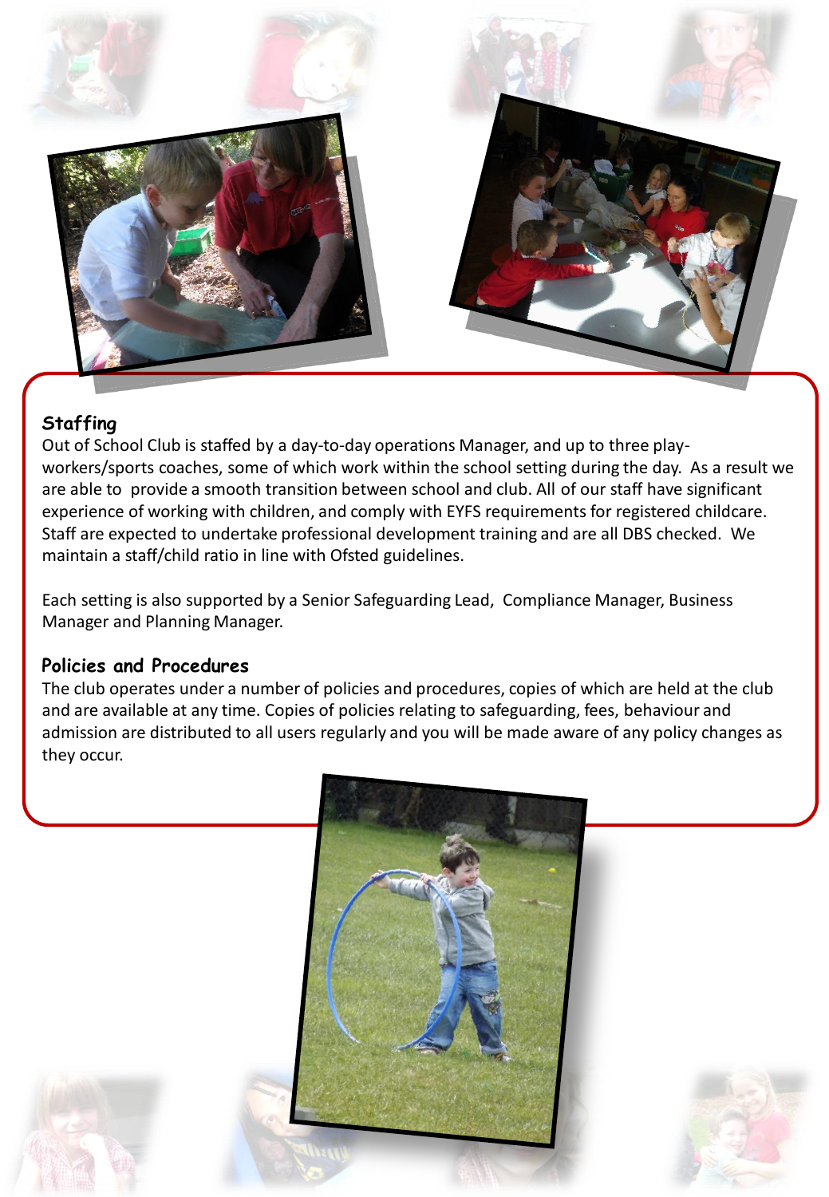## Staffing

Out of School Club is staffed by a day-to-day operations Manager, and up to three play-workers/sports coaches, some of which work within the school setting during the day. As a result we are able to provide a smooth transition between school and club. All of our staff have significant experience of working with children, and comply with EYFS requirements for registered childcare. Staff are expected to undertake professional development training and are all DBS checked. We maintain a staff/child ratio in line with Ofsted guidelines.

Each setting is also supported by a Senior Safeguarding Lead, Compliance Manager, Business Manager and Planning Manager.

## Policies and Procedures

The club operates under a number of policies and procedures, copies of which are held at the club and are available at any time. Copies of policies relating to safeguarding, fees, behaviour and admission are distributed to all users regularly and you will be made aware of any policy changes as they occur.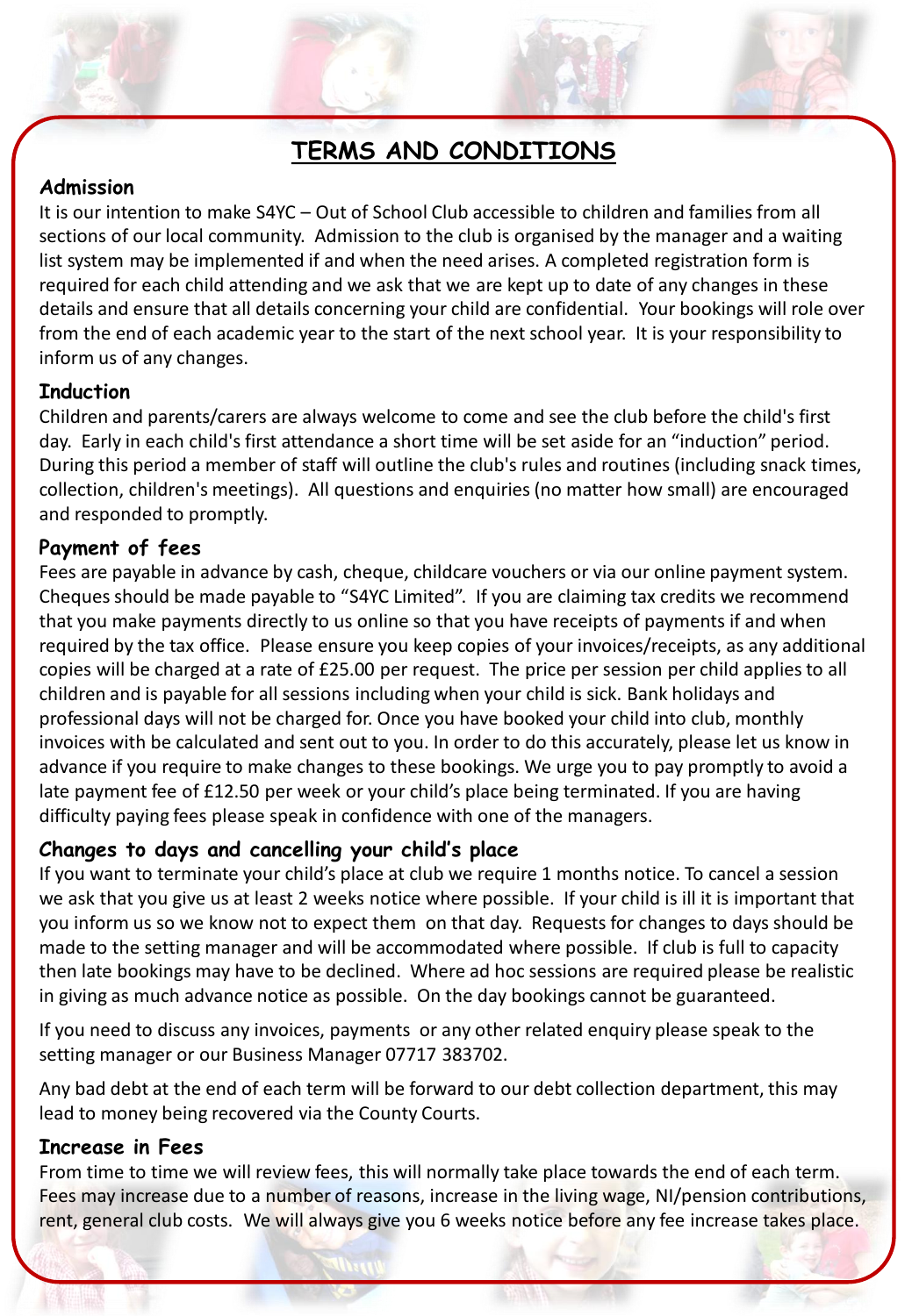# TERMS AND CONDITIONS

## Admission

It is our intention to make S4YC – Out of School Club accessible to children and families from all sections of our local community. Admission to the club is organised by the manager and a waiting list system may be implemented if and when the need arises. A completed registration form is required for each child attending and we ask that we are kept up to date of any changes in these details and ensure that all details concerning your child are confidential. Your bookings will role over from the end of each academic year to the start of the next school year. It is your responsibility to inform us of any changes.

## Induction

Children and parents/carers are always welcome to come and see the club before the child's first day. Early in each child's first attendance a short time will be set aside for an "induction" period. During this period a member of staff will outline the club's rules and routines (including snack times, collection, children's meetings). All questions and enquiries (no matter how small) are encouraged and responded to promptly.

## Payment of fees

Fees are payable in advance by cash, cheque, childcare vouchers or via our online payment system. Cheques should be made payable to "S4YC Limited". If you are claiming tax credits we recommend that you make payments directly to us online so that you have receipts of payments if and when required by the tax office. Please ensure you keep copies of your invoices/receipts, as any additional copies will be charged at a rate of £25.00 per request. The price per session per child applies to all children and is payable for all sessions including when your child is sick. Bank holidays and professional days will not be charged for. Once you have booked your child into club, monthly invoices with be calculated and sent out to you. In order to do this accurately, please let us know in advance if you require to make changes to these bookings. We urge you to pay promptly to avoid a late payment fee of £12.50 per week or your child's place being terminated. If you are having difficulty paying fees please speak in confidence with one of the managers.

## Changes to days and cancelling your child's place

If you want to terminate your child's place at club we require 1 months notice. To cancel a session we ask that you give us at least 2 weeks notice where possible. If your child is ill it is important that you inform us so we know not to expect them on that day. Requests for changes to days should be made to the setting manager and will be accommodated where possible. If club is full to capacity then late bookings may have to be declined. Where ad hoc sessions are required please be realistic in giving as much advance notice as possible. On the day bookings cannot be guaranteed.

If you need to discuss any invoices, payments or any other related enquiry please speak to the setting manager or our Business Manager 07717 383702.

Any bad debt at the end of each term will be forward to our debt collection department, this may lead to money being recovered via the County Courts.

## Increase in Fees

From time to time we will review fees, this will normally take place towards the end of each term. Fees may increase due to a number of reasons, increase in the living wage, NI/pension contributions, rent, general club costs. We will always give you 6 weeks notice before any fee increase takes place.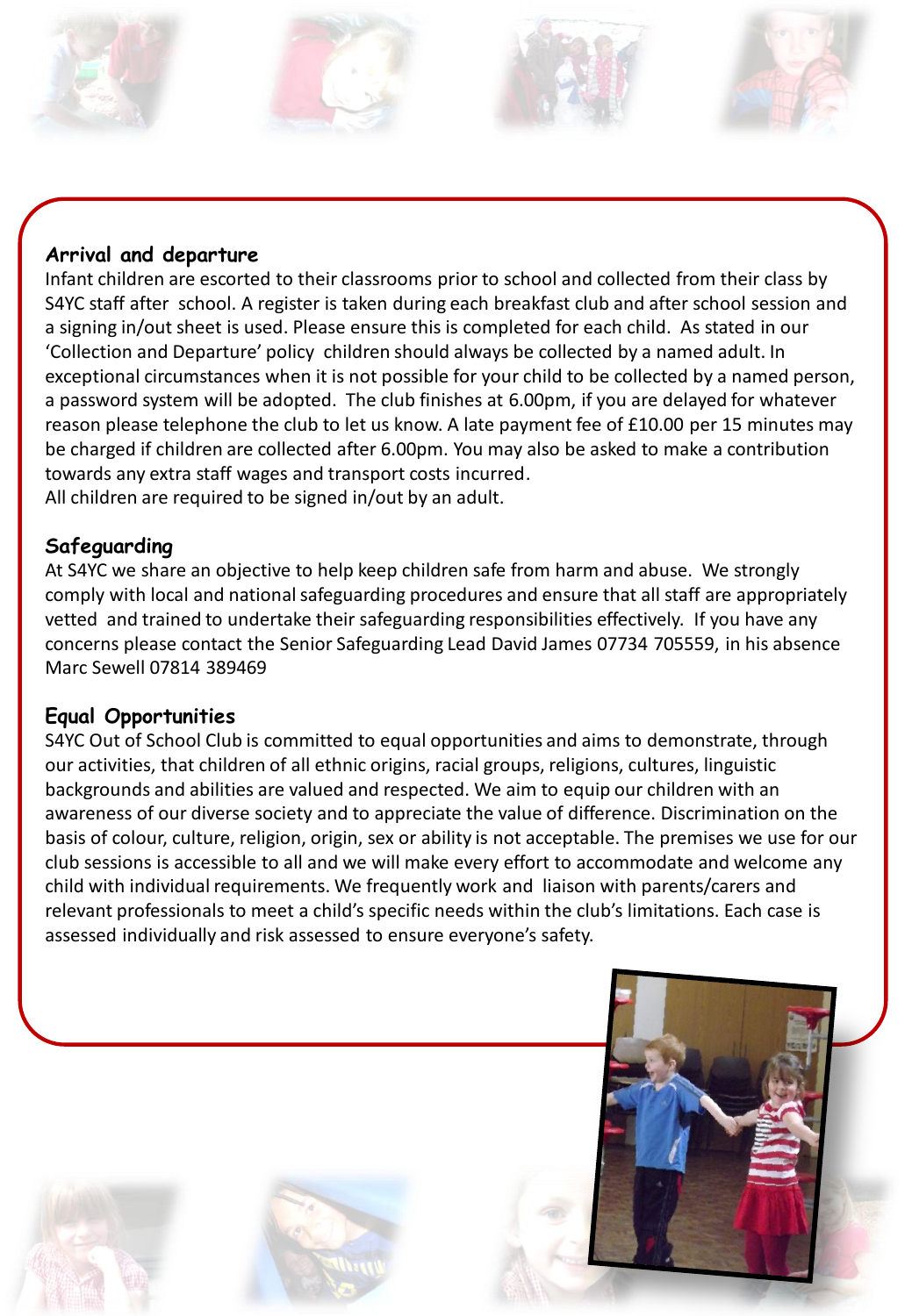## Arrival and departure

Infant children are escorted to their classrooms prior to school and collected from their class by S4YC staff after school. A register is taken during each breakfast club and after school session and a signing in/out sheet is used. Please ensure this is completed for each child. As stated in our 'Collection and Departure' policy children should always be collected by a named adult. In exceptional circumstances when it is not possible for your child to be collected by a named person, a password system will be adopted. The club finishes at 6.00pm, if you are delayed for whatever reason please telephone the club to let us know. A late payment fee of £10.00 per 15 minutes may be charged if children are collected after 6.00pm. You may also be asked to make a contribution towards any extra staff wages and transport costs incurred.
All children are required to be signed in/out by an adult.

## Safeguarding

At S4YC we share an objective to help keep children safe from harm and abuse. We strongly comply with local and national safeguarding procedures and ensure that all staff are appropriately vetted and trained to undertake their safeguarding responsibilities effectively. If you have any concerns please contact the Senior Safeguarding Lead David James 07734 705559, in his absence Marc Sewell 07814 389469

## Equal Opportunities

S4YC Out of School Club is committed to equal opportunities and aims to demonstrate, through our activities, that children of all ethnic origins, racial groups, religions, cultures, linguistic backgrounds and abilities are valued and respected. We aim to equip our children with an awareness of our diverse society and to appreciate the value of difference. Discrimination on the basis of colour, culture, religion, origin, sex or ability is not acceptable. The premises we use for our club sessions is accessible to all and we will make every effort to accommodate and welcome any child with individual requirements. We frequently work and liaison with parents/carers and relevant professionals to meet a child's specific needs within the club's limitations. Each case is assessed individually and risk assessed to ensure everyone's safety.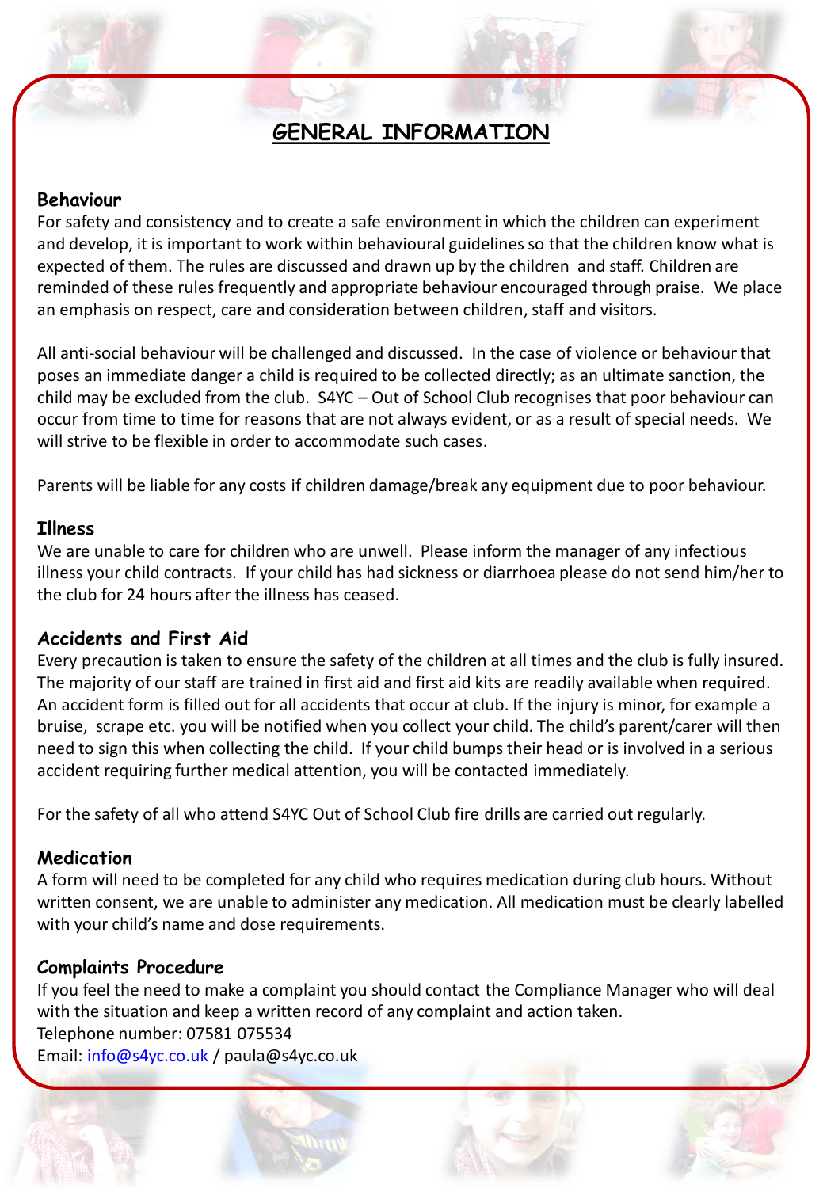# GENERAL INFORMATION

## Behaviour

For safety and consistency and to create a safe environment in which the children can experiment and develop, it is important to work within behavioural guidelines so that the children know what is expected of them. The rules are discussed and drawn up by the children and staff. Children are reminded of these rules frequently and appropriate behaviour encouraged through praise. We place an emphasis on respect, care and consideration between children, staff and visitors.

All anti-social behaviour will be challenged and discussed. In the case of violence or behaviour that poses an immediate danger a child is required to be collected directly; as an ultimate sanction, the child may be excluded from the club. S4YC – Out of School Club recognises that poor behaviour can occur from time to time for reasons that are not always evident, or as a result of special needs. We will strive to be flexible in order to accommodate such cases.

Parents will be liable for any costs if children damage/break any equipment due to poor behaviour.

## Illness

We are unable to care for children who are unwell. Please inform the manager of any infectious illness your child contracts. If your child has had sickness or diarrhoea please do not send him/her to the club for 24 hours after the illness has ceased.

## Accidents and First Aid

Every precaution is taken to ensure the safety of the children at all times and the club is fully insured. The majority of our staff are trained in first aid and first aid kits are readily available when required. An accident form is filled out for all accidents that occur at club. If the injury is minor, for example a bruise, scrape etc. you will be notified when you collect your child. The child's parent/carer will then need to sign this when collecting the child. If your child bumps their head or is involved in a serious accident requiring further medical attention, you will be contacted immediately.

For the safety of all who attend S4YC Out of School Club fire drills are carried out regularly.

## Medication

A form will need to be completed for any child who requires medication during club hours. Without written consent, we are unable to administer any medication. All medication must be clearly labelled with your child's name and dose requirements.

## Complaints Procedure

If you feel the need to make a complaint you should contact the Compliance Manager who will deal with the situation and keep a written record of any complaint and action taken.
Telephone number: 07581 075534
Email: info@s4yc.co.uk / paula@s4yc.co.uk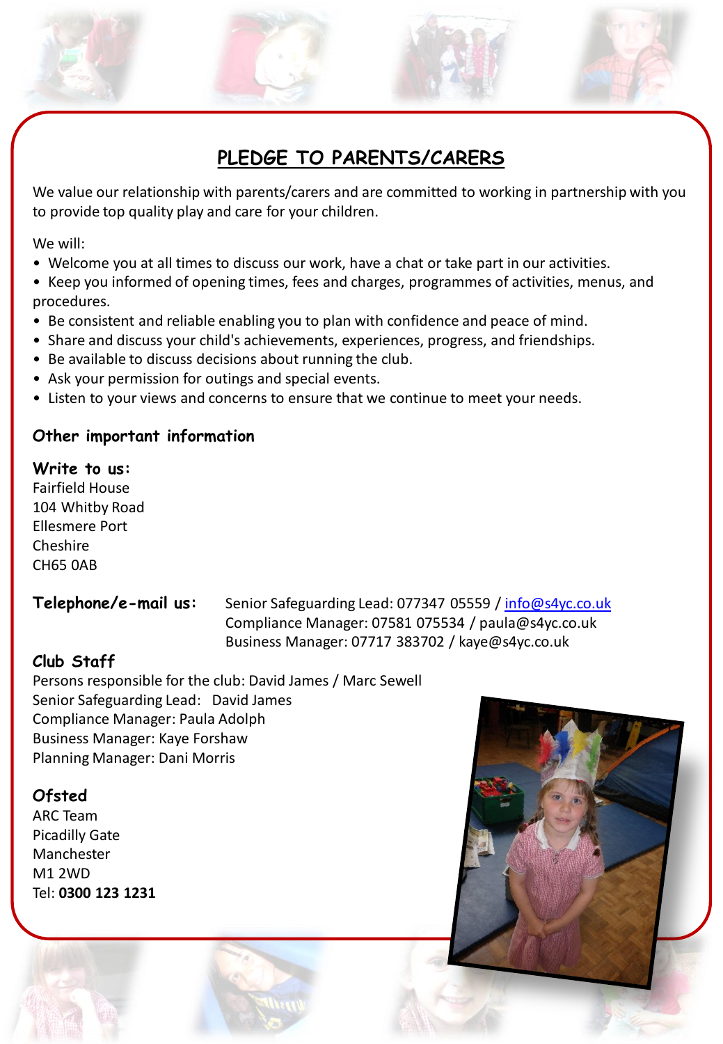# PLEDGE TO PARENTS/CARERS

We value our relationship with parents/carers and are committed to working in partnership with you to provide top quality play and care for your children.

We will:

- Welcome you at all times to discuss our work, have a chat or take part in our activities.
- Keep you informed of opening times, fees and charges, programmes of activities, menus, and procedures.
- Be consistent and reliable enabling you to plan with confidence and peace of mind.
- Share and discuss your child's achievements, experiences, progress, and friendships.
- Be available to discuss decisions about running the club.
- Ask your permission for outings and special events.
- Listen to your views and concerns to ensure that we continue to meet your needs.

## Other important information

### Write to us:

Fairfield House
104 Whitby Road
Ellesmere Port
Cheshire
CH65 0AB

### Telephone/e-mail us:

Senior Safeguarding Lead: 077347 05559 / info@s4yc.co.uk
Compliance Manager: 07581 075534 / paula@s4yc.co.uk
Business Manager: 07717 383702 / kaye@s4yc.co.uk

### Club Staff

Persons responsible for the club: David James / Marc Sewell
Senior Safeguarding Lead: David James
Compliance Manager: Paula Adolph
Business Manager: Kaye Forshaw
Planning Manager: Dani Morris

### Ofsted

ARC Team
Picadilly Gate
Manchester
M1 2WD
Tel: **0300 123 1231**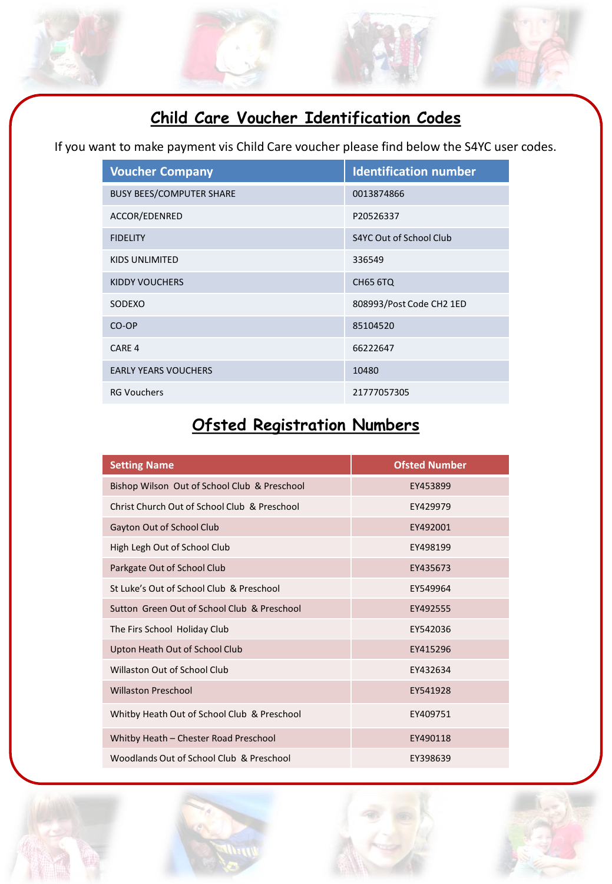## Child Care Voucher Identification Codes

If you want to make payment vis Child Care voucher please find below the S4YC user codes.

| Voucher Company | Identification number |
|---|---|
| BUSY BEES/COMPUTER SHARE | 0013874866 |
| ACCOR/EDENRED | P20526337 |
| FIDELITY | S4YC Out of School Club |
| KIDS UNLIMITED | 336549 |
| KIDDY VOUCHERS | CH65 6TQ |
| SODEXO | 808993/Post Code CH2 1ED |
| CO-OP | 85104520 |
| CARE 4 | 66222647 |
| EARLY YEARS VOUCHERS | 10480 |
| RG Vouchers | 21777057305 |

## Ofsted Registration Numbers

| Setting Name | Ofsted Number |
|---|---|
| Bishop Wilson Out of School Club & Preschool | EY453899 |
| Christ Church Out of School Club & Preschool | EY429979 |
| Gayton Out of School Club | EY492001 |
| High Legh Out of School Club | EY498199 |
| Parkgate Out of School Club | EY435673 |
| St Luke's Out of School Club & Preschool | EY549964 |
| Sutton Green Out of School Club & Preschool | EY492555 |
| The Firs School Holiday Club | EY542036 |
| Upton Heath Out of School Club | EY415296 |
| Willaston Out of School Club | EY432634 |
| Willaston Preschool | EY541928 |
| Whitby Heath Out of School Club & Preschool | EY409751 |
| Whitby Heath – Chester Road Preschool | EY490118 |
| Woodlands Out of School Club & Preschool | EY398639 |